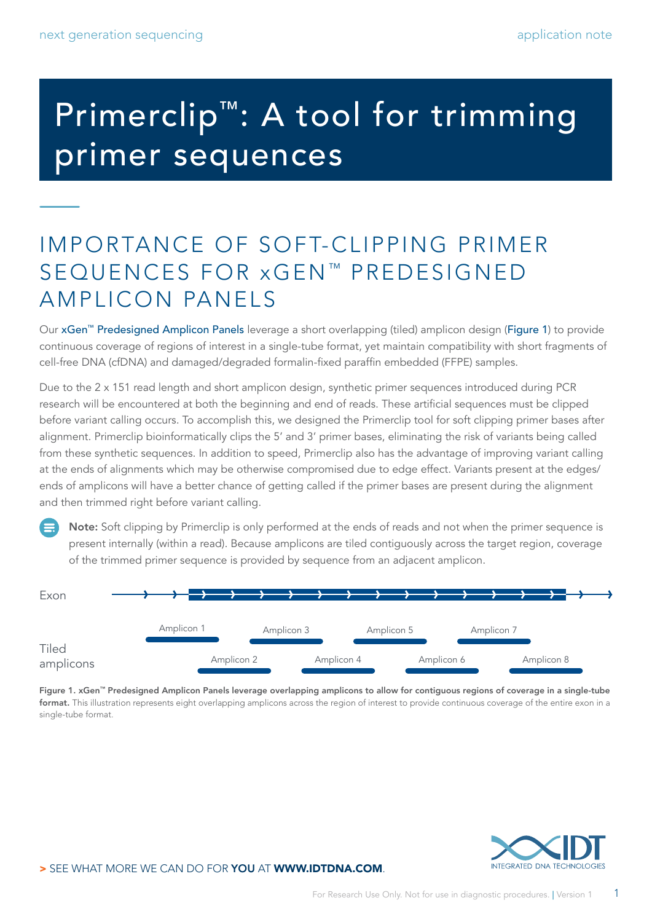# Primerclip™: A tool for trimming primer sequences

## IMPORTANCE OF SOFT-CLIPPING PRIMER SEQUENCES FOR xGEN™ PREDESIGNED AMPLICON PANELS

Our xGen™ Predesigned Amplicon Panels leverage a short overlapping (tiled) amplicon design (Figure 1) to provide continuous coverage of regions of interest in a single-tube format, yet maintain compatibility with short fragments of cell-free DNA (cfDNA) and damaged/degraded formalin-fixed paraffin embedded (FFPE) samples.

Due to the 2 x 151 read length and short amplicon design, synthetic primer sequences introduced during PCR research will be encountered at both the beginning and end of reads. These artificial sequences must be clipped before variant calling occurs. To accomplish this, we designed the Primerclip tool for soft clipping primer bases after alignment. Primerclip bioinformatically clips the 5′ and 3′ primer bases, eliminating the risk of variants being called from these synthetic sequences. In addition to speed, Primerclip also has the advantage of improving variant calling at the ends of alignments which may be otherwise compromised due to edge effect. Variants present at the edges/ends of amplicons will have a better chance of getting called if the primer bases are present during the alignment and then trimmed right before variant calling.

**Note:** Soft clipping by Primerclip is only performed at the ends of reads and not when the primer sequence is present internally (within a read). Because amplicons are tiled contiguously across the target region, coverage of the trimmed primer sequence is provided by sequence from an adjacent amplicon.

Exon

Tiled amplicons

Amplicon 1, Amplicon 2, Amplicon 3, Amplicon 4, Amplicon 5, Amplicon 6, Amplicon 7, Amplicon 8

**Figure 1. xGen™ Predesigned Amplicon Panels leverage overlapping amplicons to allow for contiguous regions of coverage in a single-tube format.** This illustration represents eight overlapping amplicons across the region of interest to provide continuous coverage of the entire exon in a single-tube format.

> SEE WHAT MORE WE CAN DO FOR **YOU** AT **WWW.IDTDNA.COM**.

For Research Use Only. Not for use in diagnostic procedures. | Version 1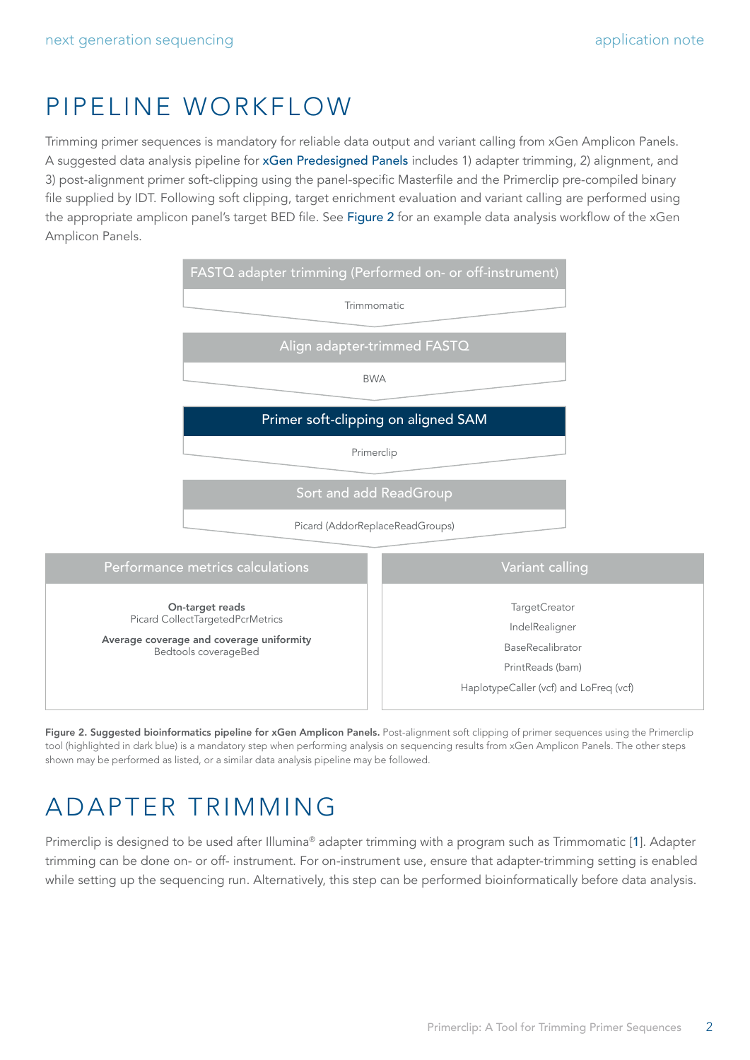# PIPELINE WORKFLOW

Trimming primer sequences is mandatory for reliable data output and variant calling from xGen Amplicon Panels. A suggested data analysis pipeline for xGen Predesigned Panels includes 1) adapter trimming, 2) alignment, and 3) post-alignment primer soft-clipping using the panel-specific Masterfile and the Primerclip pre-compiled binary file supplied by IDT. Following soft clipping, target enrichment evaluation and variant calling are performed using the appropriate amplicon panel's target BED file. See Figure 2 for an example data analysis workflow of the xGen Amplicon Panels.

**FASTQ adapter trimming (Performed on- or off-instrument)**
Trimmomatic

**Align adapter-trimmed FASTQ**
BWA

**Primer soft-clipping on aligned SAM**
Primerclip

**Sort and add ReadGroup**
Picard (AddorReplaceReadGroups)

**Performance metrics calculations**

**On-target reads**
Picard CollectTargetedPcrMetrics

**Average coverage and coverage uniformity**
Bedtools coverageBed

**Variant calling**

TargetCreator
IndelRealigner
BaseRecalibrator
PrintReads (bam)
HaplotypeCaller (vcf) and LoFreq (vcf)

**Figure 2. Suggested bioinformatics pipeline for xGen Amplicon Panels.** Post-alignment soft clipping of primer sequences using the Primerclip tool (highlighted in dark blue) is a mandatory step when performing analysis on sequencing results from xGen Amplicon Panels. The other steps shown may be performed as listed, or a similar data analysis pipeline may be followed.

# ADAPTER TRIMMING

Primerclip is designed to be used after Illumina® adapter trimming with a program such as Trimmomatic [1]. Adapter trimming can be done on- or off- instrument. For on-instrument use, ensure that adapter-trimming setting is enabled while setting up the sequencing run. Alternatively, this step can be performed bioinformatically before data analysis.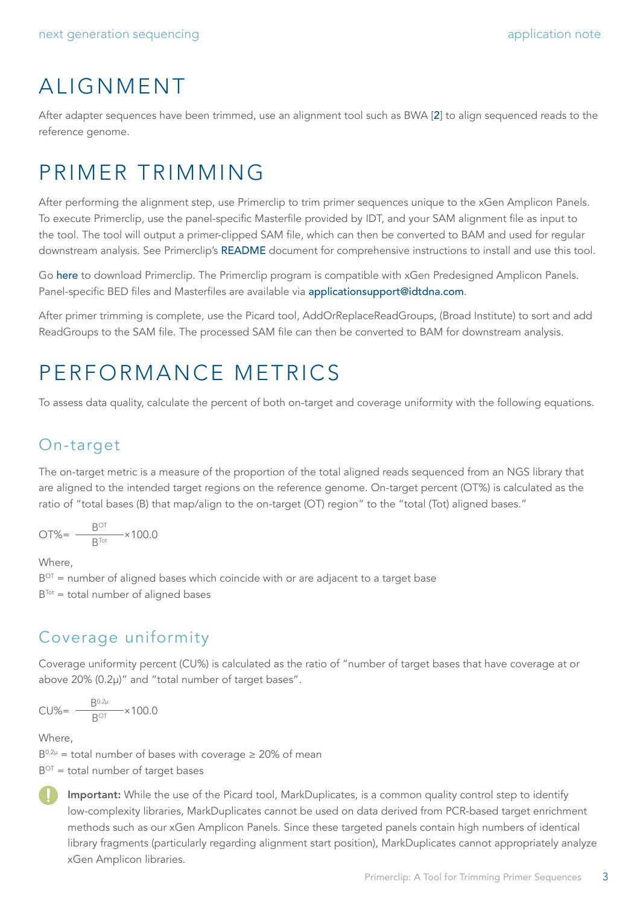// ALIGNMENT

After adapter sequences have been trimmed, use an alignment tool such as BWA [2] to align sequenced reads to the reference genome.

# PRIMER TRIMMING

After performing the alignment step, use Primerclip to trim primer sequences unique to the xGen Amplicon Panels. To execute Primerclip, use the panel-specific Masterfile provided by IDT, and your SAM alignment file as input to the tool. The tool will output a primer-clipped SAM file, which can then be converted to BAM and used for regular downstream analysis. See Primerclip's README document for comprehensive instructions to install and use this tool.

Go here to download Primerclip. The Primerclip program is compatible with xGen Predesigned Amplicon Panels. Panel-specific BED files and Masterfiles are available via applicationsupport@idtdna.com.

After primer trimming is complete, use the Picard tool, AddOrReplaceReadGroups, (Broad Institute) to sort and add ReadGroups to the SAM file. The processed SAM file can then be converted to BAM for downstream analysis.

# PERFORMANCE METRICS

To assess data quality, calculate the percent of both on-target and coverage uniformity with the following equations.

## On-target

The on-target metric is a measure of the proportion of the total aligned reads sequenced from an NGS library that are aligned to the intended target regions on the reference genome. On-target percent (OT%) is calculated as the ratio of "total bases (B) that map/align to the on-target (OT) region" to the "total (Tot) aligned bases."

$$OT\% = \frac{B^{OT}}{B^{Tot}} \times 100.0$$

Where,
$B^{OT}$ = number of aligned bases which coincide with or are adjacent to a target base
$B^{Tot}$ = total number of aligned bases

## Coverage uniformity

Coverage uniformity percent (CU%) is calculated as the ratio of "number of target bases that have coverage at or above 20% (0.2μ)" and "total number of target bases".

$$CU\% = \frac{B^{0.2\mu}}{B^{OT}} \times 100.0$$

Where,
$B^{0.2\mu}$ = total number of bases with coverage ≥ 20% of mean
$B^{OT}$ = total number of target bases

**Important:** While the use of the Picard tool, MarkDuplicates, is a common quality control step to identify low-complexity libraries, MarkDuplicates cannot be used on data derived from PCR-based target enrichment methods such as our xGen Amplicon Panels. Since these targeted panels contain high numbers of identical library fragments (particularly regarding alignment start position), MarkDuplicates cannot appropriately analyze xGen Amplicon libraries.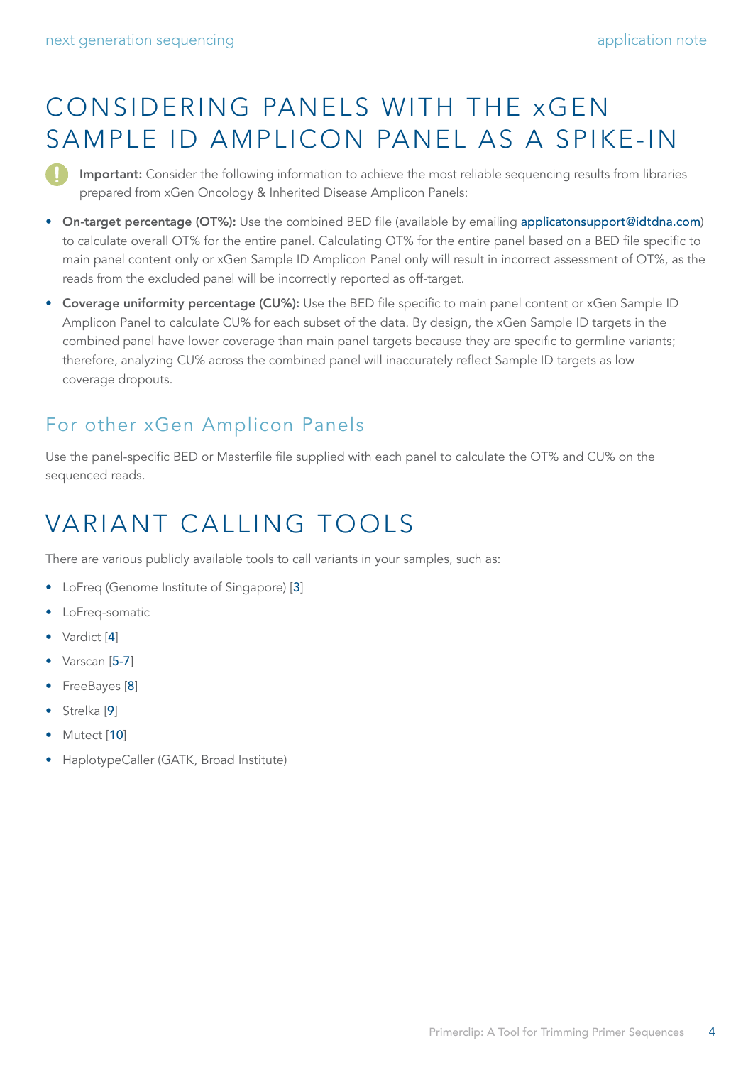# CONSIDERING PANELS WITH THE xGEN SAMPLE ID AMPLICON PANEL AS A SPIKE-IN

**Important:** Consider the following information to achieve the most reliable sequencing results from libraries prepared from xGen Oncology & Inherited Disease Amplicon Panels:

- **On-target percentage (OT%):** Use the combined BED file (available by emailing applicatonsupport@idtdna.com) to calculate overall OT% for the entire panel. Calculating OT% for the entire panel based on a BED file specific to main panel content only or xGen Sample ID Amplicon Panel only will result in incorrect assessment of OT%, as the reads from the excluded panel will be incorrectly reported as off-target.
- **Coverage uniformity percentage (CU%):** Use the BED file specific to main panel content or xGen Sample ID Amplicon Panel to calculate CU% for each subset of the data. By design, the xGen Sample ID targets in the combined panel have lower coverage than main panel targets because they are specific to germline variants; therefore, analyzing CU% across the combined panel will inaccurately reflect Sample ID targets as low coverage dropouts.

## For other xGen Amplicon Panels

Use the panel-specific BED or Masterfile file supplied with each panel to calculate the OT% and CU% on the sequenced reads.

# VARIANT CALLING TOOLS

There are various publicly available tools to call variants in your samples, such as:

- LoFreq (Genome Institute of Singapore) [3]
- LoFreq-somatic
- Vardict [4]
- Varscan [5-7]
- FreeBayes [8]
- Strelka [9]
- Mutect [10]
- HaplotypeCaller (GATK, Broad Institute)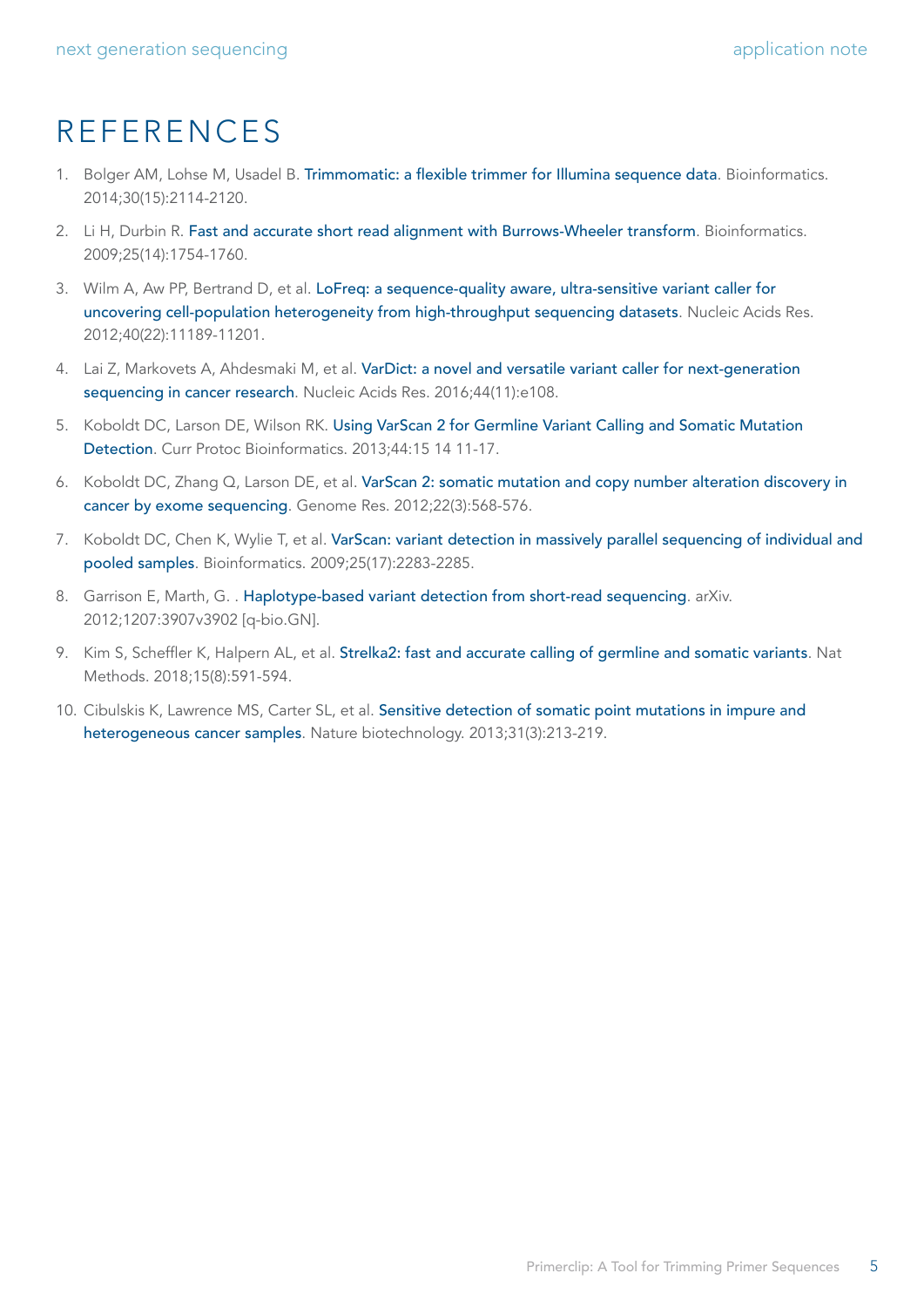# REFERENCES

1. Bolger AM, Lohse M, Usadel B. Trimmomatic: a flexible trimmer for Illumina sequence data. Bioinformatics. 2014;30(15):2114-2120.
2. Li H, Durbin R. Fast and accurate short read alignment with Burrows-Wheeler transform. Bioinformatics. 2009;25(14):1754-1760.
3. Wilm A, Aw PP, Bertrand D, et al. LoFreq: a sequence-quality aware, ultra-sensitive variant caller for uncovering cell-population heterogeneity from high-throughput sequencing datasets. Nucleic Acids Res. 2012;40(22):11189-11201.
4. Lai Z, Markovets A, Ahdesmaki M, et al. VarDict: a novel and versatile variant caller for next-generation sequencing in cancer research. Nucleic Acids Res. 2016;44(11):e108.
5. Koboldt DC, Larson DE, Wilson RK. Using VarScan 2 for Germline Variant Calling and Somatic Mutation Detection. Curr Protoc Bioinformatics. 2013;44:15 14 11-17.
6. Koboldt DC, Zhang Q, Larson DE, et al. VarScan 2: somatic mutation and copy number alteration discovery in cancer by exome sequencing. Genome Res. 2012;22(3):568-576.
7. Koboldt DC, Chen K, Wylie T, et al. VarScan: variant detection in massively parallel sequencing of individual and pooled samples. Bioinformatics. 2009;25(17):2283-2285.
8. Garrison E, Marth, G. . Haplotype-based variant detection from short-read sequencing. arXiv. 2012;1207:3907v3902 [q-bio.GN].
9. Kim S, Scheffler K, Halpern AL, et al. Strelka2: fast and accurate calling of germline and somatic variants. Nat Methods. 2018;15(8):591-594.
10. Cibulskis K, Lawrence MS, Carter SL, et al. Sensitive detection of somatic point mutations in impure and heterogeneous cancer samples. Nature biotechnology. 2013;31(3):213-219.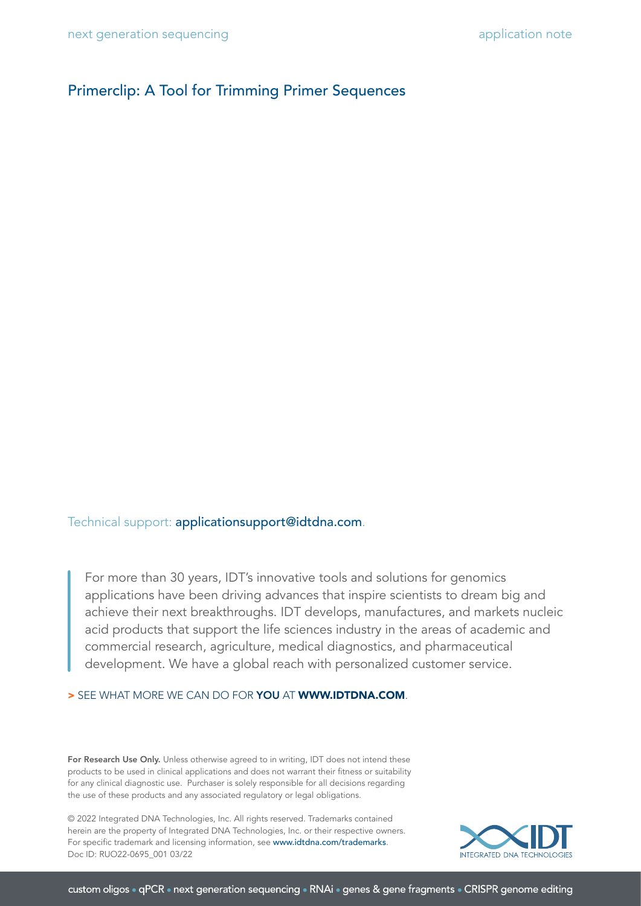## Primerclip: A Tool for Trimming Primer Sequences

Technical support: applicationsupport@idtdna.com.

For more than 30 years, IDT's innovative tools and solutions for genomics applications have been driving advances that inspire scientists to dream big and achieve their next breakthroughs. IDT develops, manufactures, and markets nucleic acid products that support the life sciences industry in the areas of academic and commercial research, agriculture, medical diagnostics, and pharmaceutical development. We have a global reach with personalized customer service.

> SEE WHAT MORE WE CAN DO FOR **YOU** AT **WWW.IDTDNA.COM**.

**For Research Use Only.** Unless otherwise agreed to in writing, IDT does not intend these products to be used in clinical applications and does not warrant their fitness or suitability for any clinical diagnostic use. Purchaser is solely responsible for all decisions regarding the use of these products and any associated regulatory or legal obligations.

© 2022 Integrated DNA Technologies, Inc. All rights reserved. Trademarks contained herein are the property of Integrated DNA Technologies, Inc. or their respective owners. For specific trademark and licensing information, see www.idtdna.com/trademarks. Doc ID: RUO22-0695_001 03/22

custom oligos • qPCR • next generation sequencing • RNAi • genes & gene fragments • CRISPR genome editing